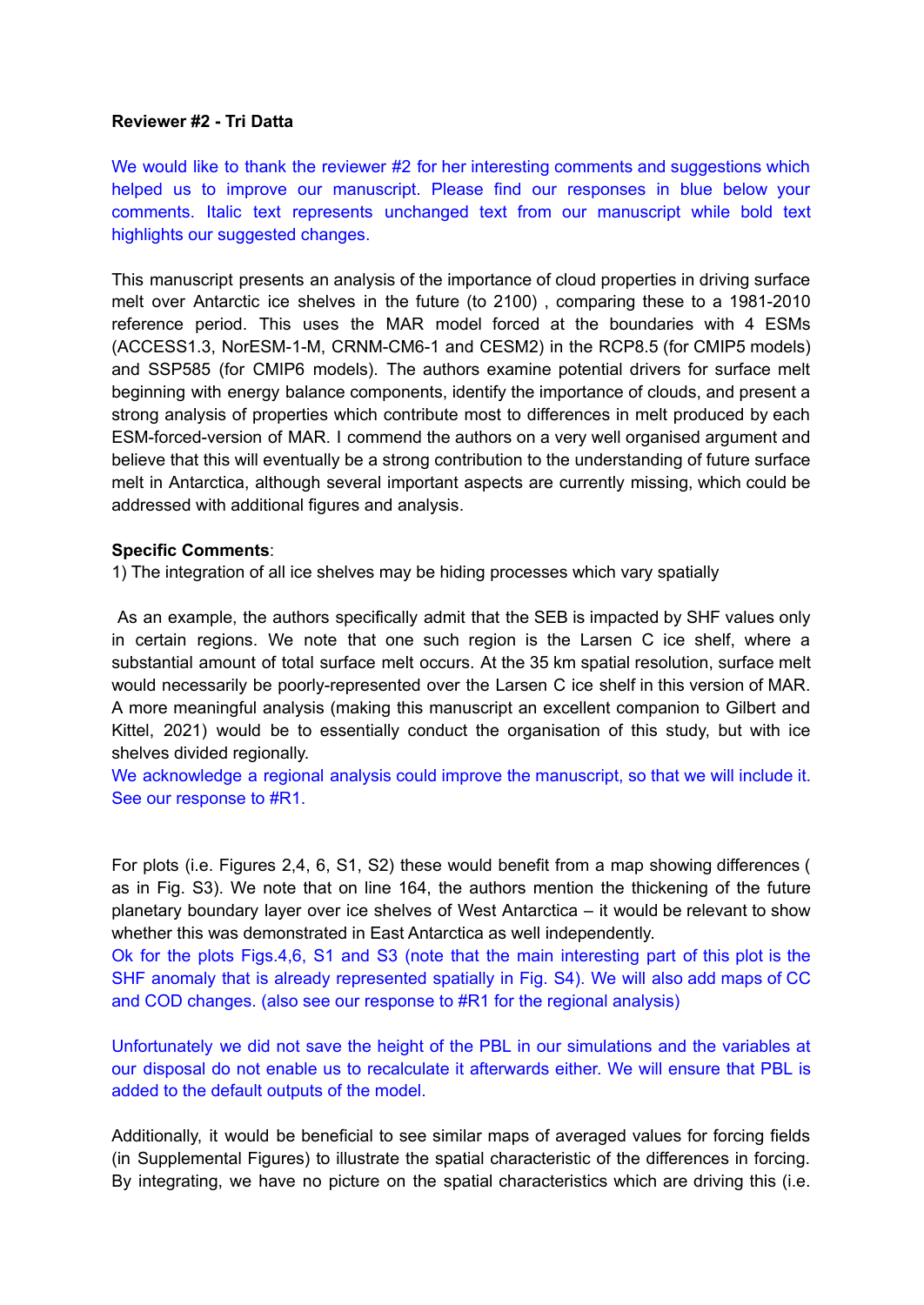**Reviewer #2 - Tri Datta**

We would like to thank the reviewer #2 for her interesting comments and suggestions which helped us to improve our manuscript. Please find our responses in blue below your comments. Italic text represents unchanged text from our manuscript while bold text highlights our suggested changes.

This manuscript presents an analysis of the importance of cloud properties in driving surface melt over Antarctic ice shelves in the future (to 2100) , comparing these to a 1981-2010 reference period. This uses the MAR model forced at the boundaries with 4 ESMs (ACCESS1.3, NorESM-1-M, CRNM-CM6-1 and CESM2) in the RCP8.5 (for CMIP5 models) and SSP585 (for CMIP6 models). The authors examine potential drivers for surface melt beginning with energy balance components, identify the importance of clouds, and present a strong analysis of properties which contribute most to differences in melt produced by each ESM-forced-version of MAR. I commend the authors on a very well organised argument and believe that this will eventually be a strong contribution to the understanding of future surface melt in Antarctica, although several important aspects are currently missing, which could be addressed with additional figures and analysis.

**Specific Comments**:

1) The integration of all ice shelves may be hiding processes which vary spatially

As an example, the authors specifically admit that the SEB is impacted by SHF values only in certain regions. We note that one such region is the Larsen C ice shelf, where a substantial amount of total surface melt occurs. At the 35 km spatial resolution, surface melt would necessarily be poorly-represented over the Larsen C ice shelf in this version of MAR. A more meaningful analysis (making this manuscript an excellent companion to Gilbert and Kittel, 2021) would be to essentially conduct the organisation of this study, but with ice shelves divided regionally.

We acknowledge a regional analysis could improve the manuscript, so that we will include it. See our response to #R1.

For plots (i.e. Figures 2,4, 6, S1, S2) these would benefit from a map showing differences ( as in Fig. S3). We note that on line 164, the authors mention the thickening of the future planetary boundary layer over ice shelves of West Antarctica – it would be relevant to show whether this was demonstrated in East Antarctica as well independently.

Ok for the plots Figs.4,6, S1 and S3 (note that the main interesting part of this plot is the SHF anomaly that is already represented spatially in Fig. S4). We will also add maps of CC and COD changes. (also see our response to #R1 for the regional analysis)

Unfortunately we did not save the height of the PBL in our simulations and the variables at our disposal do not enable us to recalculate it afterwards either. We will ensure that PBL is added to the default outputs of the model.

Additionally, it would be beneficial to see similar maps of averaged values for forcing fields (in Supplemental Figures) to illustrate the spatial characteristic of the differences in forcing. By integrating, we have no picture on the spatial characteristics which are driving this (i.e.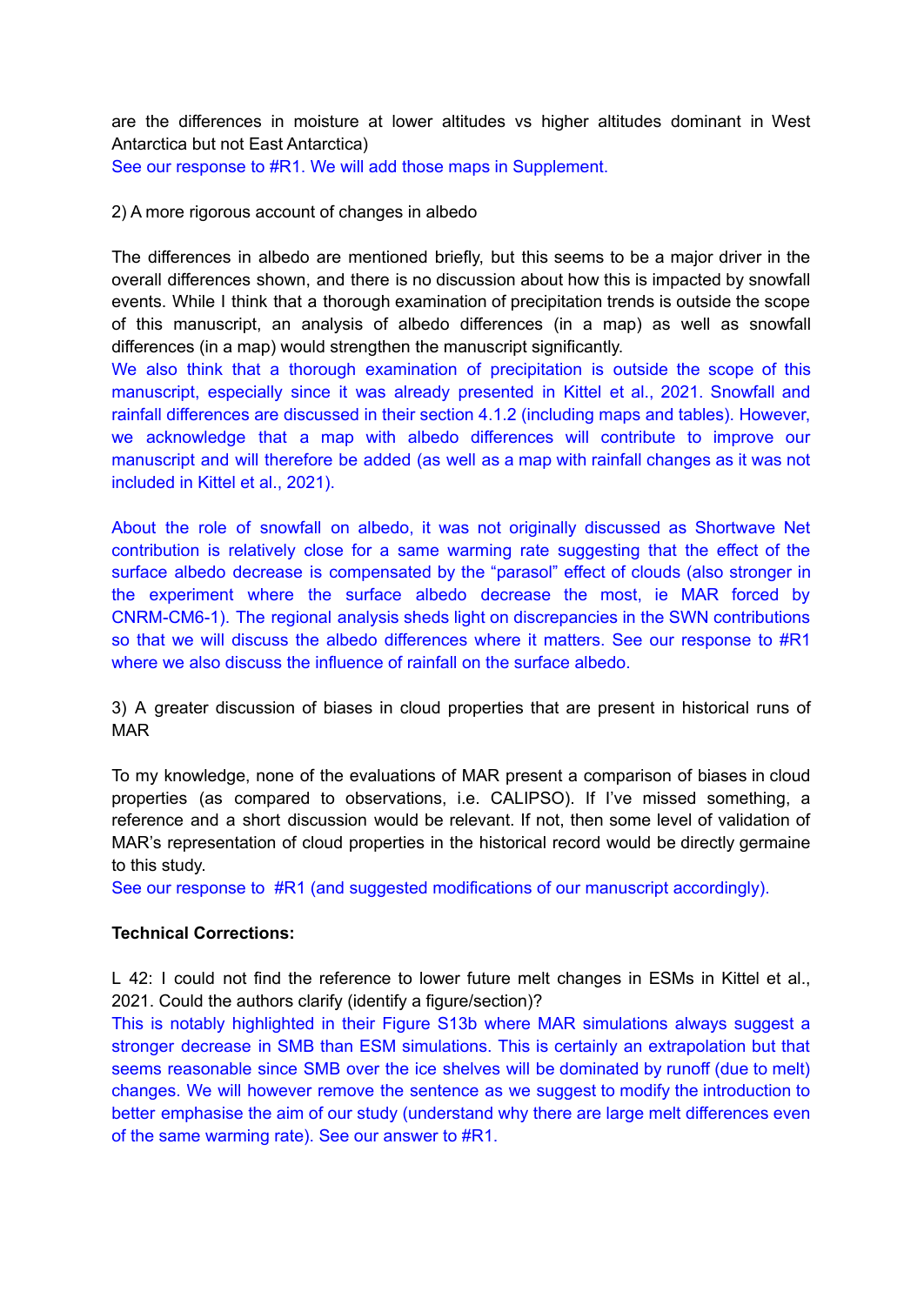are the differences in moisture at lower altitudes vs higher altitudes dominant in West Antarctica but not East Antarctica)

See our response to #R1. We will add those maps in Supplement.

2) A more rigorous account of changes in albedo

The differences in albedo are mentioned briefly, but this seems to be a major driver in the overall differences shown, and there is no discussion about how this is impacted by snowfall events. While I think that a thorough examination of precipitation trends is outside the scope of this manuscript, an analysis of albedo differences (in a map) as well as snowfall differences (in a map) would strengthen the manuscript significantly.

We also think that a thorough examination of precipitation is outside the scope of this manuscript, especially since it was already presented in Kittel et al., 2021. Snowfall and rainfall differences are discussed in their section 4.1.2 (including maps and tables). However, we acknowledge that a map with albedo differences will contribute to improve our manuscript and will therefore be added (as well as a map with rainfall changes as it was not included in Kittel et al., 2021).

About the role of snowfall on albedo, it was not originally discussed as Shortwave Net contribution is relatively close for a same warming rate suggesting that the effect of the surface albedo decrease is compensated by the "parasol" effect of clouds (also stronger in the experiment where the surface albedo decrease the most, ie MAR forced by CNRM-CM6-1). The regional analysis sheds light on discrepancies in the SWN contributions so that we will discuss the albedo differences where it matters. See our response to #R1 where we also discuss the influence of rainfall on the surface albedo.

3) A greater discussion of biases in cloud properties that are present in historical runs of MAR

To my knowledge, none of the evaluations of MAR present a comparison of biases in cloud properties (as compared to observations, i.e. CALIPSO). If I've missed something, a reference and a short discussion would be relevant. If not, then some level of validation of MAR's representation of cloud properties in the historical record would be directly germaine to this study.

See our response to #R1 (and suggested modifications of our manuscript accordingly).

**Technical Corrections:**

L 42: I could not find the reference to lower future melt changes in ESMs in Kittel et al., 2021. Could the authors clarify (identify a figure/section)?

This is notably highlighted in their Figure S13b where MAR simulations always suggest a stronger decrease in SMB than ESM simulations. This is certainly an extrapolation but that seems reasonable since SMB over the ice shelves will be dominated by runoff (due to melt) changes. We will however remove the sentence as we suggest to modify the introduction to better emphasise the aim of our study (understand why there are large melt differences even of the same warming rate). See our answer to #R1.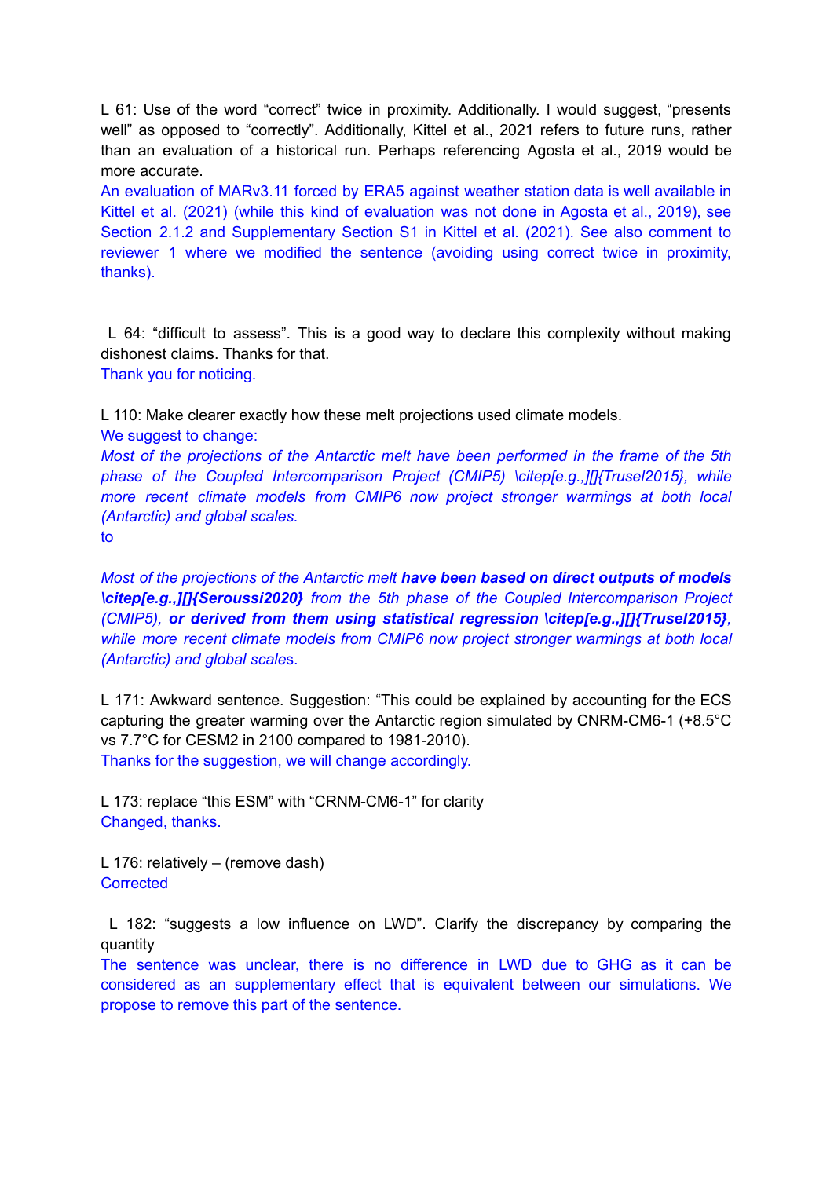L 61: Use of the word “correct” twice in proximity. Additionally. I would suggest, “presents well” as opposed to “correctly”. Additionally, Kittel et al., 2021 refers to future runs, rather than an evaluation of a historical run. Perhaps referencing Agosta et al., 2019 would be more accurate.

An evaluation of MARv3.11 forced by ERA5 against weather station data is well available in Kittel et al. (2021) (while this kind of evaluation was not done in Agosta et al., 2019), see Section 2.1.2 and Supplementary Section S1 in Kittel et al. (2021). See also comment to reviewer 1 where we modified the sentence (avoiding using correct twice in proximity, thanks).

L 64: “difficult to assess”. This is a good way to declare this complexity without making dishonest claims. Thanks for that.

Thank you for noticing.

L 110: Make clearer exactly how these melt projections used climate models.

We suggest to change:

*Most of the projections of the Antarctic melt have been performed in the frame of the 5th phase of the Coupled Intercomparison Project (CMIP5) \citep[e.g.,][]{Trusel2015}, while more recent climate models from CMIP6 now project stronger warmings at both local (Antarctic) and global scales.*

to

*Most of the projections of the Antarctic melt **have been based on direct outputs of models \citep[e.g.,][]{Seroussi2020}** from the 5th phase of the Coupled Intercomparison Project (CMIP5), **or derived from them using statistical regression \citep[e.g.,][]{Trusel2015}**, while more recent climate models from CMIP6 now project stronger warmings at both local (Antarctic) and global scale*s.

L 171: Awkward sentence. Suggestion: “This could be explained by accounting for the ECS capturing the greater warming over the Antarctic region simulated by CNRM-CM6-1 (+8.5°C vs 7.7°C for CESM2 in 2100 compared to 1981-2010).

Thanks for the suggestion, we will change accordingly.

L 173: replace “this ESM” with “CRNM-CM6-1” for clarity

Changed, thanks.

L 176: relatively – (remove dash)

Corrected

L 182: “suggests a low influence on LWD”. Clarify the discrepancy by comparing the quantity

The sentence was unclear, there is no difference in LWD due to GHG as it can be considered as an supplementary effect that is equivalent between our simulations. We propose to remove this part of the sentence.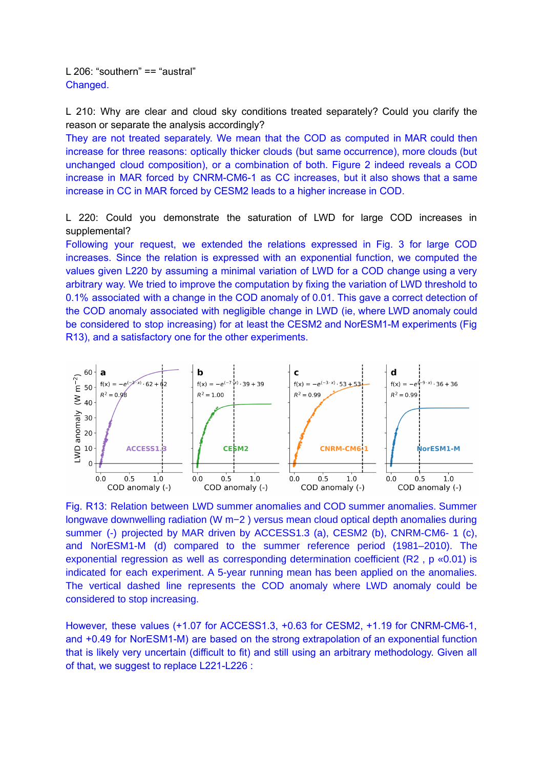L 206: “southern” == “austral”

Changed.

L 210: Why are clear and cloud sky conditions treated separately? Could you clarify the reason or separate the analysis accordingly?

They are not treated separately. We mean that the COD as computed in MAR could then increase for three reasons: optically thicker clouds (but same occurrence), more clouds (but unchanged cloud composition), or a combination of both. Figure 2 indeed reveals a COD increase in MAR forced by CNRM-CM6-1 as CC increases, but it also shows that a same increase in CC in MAR forced by CESM2 leads to a higher increase in COD.

L 220: Could you demonstrate the saturation of LWD for large COD increases in supplemental?

Following your request, we extended the relations expressed in Fig. 3 for large COD increases. Since the relation is expressed with an exponential function, we computed the values given L220 by assuming a minimal variation of LWD for a COD change using a very arbitrary way. We tried to improve the computation by fixing the variation of LWD threshold to 0.1% associated with a change in the COD anomaly of 0.01. This gave a correct detection of the COD anomaly associated with negligible change in LWD (ie, where LWD anomaly could be considered to stop increasing) for at least the CESM2 and NorESM1-M experiments (Fig R13), and a satisfactory one for the other experiments.

Fig. R13: Relation between LWD summer anomalies and COD summer anomalies. Summer longwave downwelling radiation (W m−2 ) versus mean cloud optical depth anomalies during summer (-) projected by MAR driven by ACCESS1.3 (a), CESM2 (b), CNRM-CM6- 1 (c), and NorESM1-M (d) compared to the summer reference period (1981–2010). The exponential regression as well as corresponding determination coefficient ($R^2$ , $p \ll 0.01$) is indicated for each experiment. A 5-year running mean has been applied on the anomalies. The vertical dashed line represents the COD anomaly where LWD anomaly could be considered to stop increasing.

However, these values (+1.07 for ACCESS1.3, +0.63 for CESM2, +1.19 for CNRM-CM6-1, and +0.49 for NorESM1-M) are based on the strong extrapolation of an exponential function that is likely very uncertain (difficult to fit) and still using an arbitrary methodology. Given all of that, we suggest to replace L221-L226 :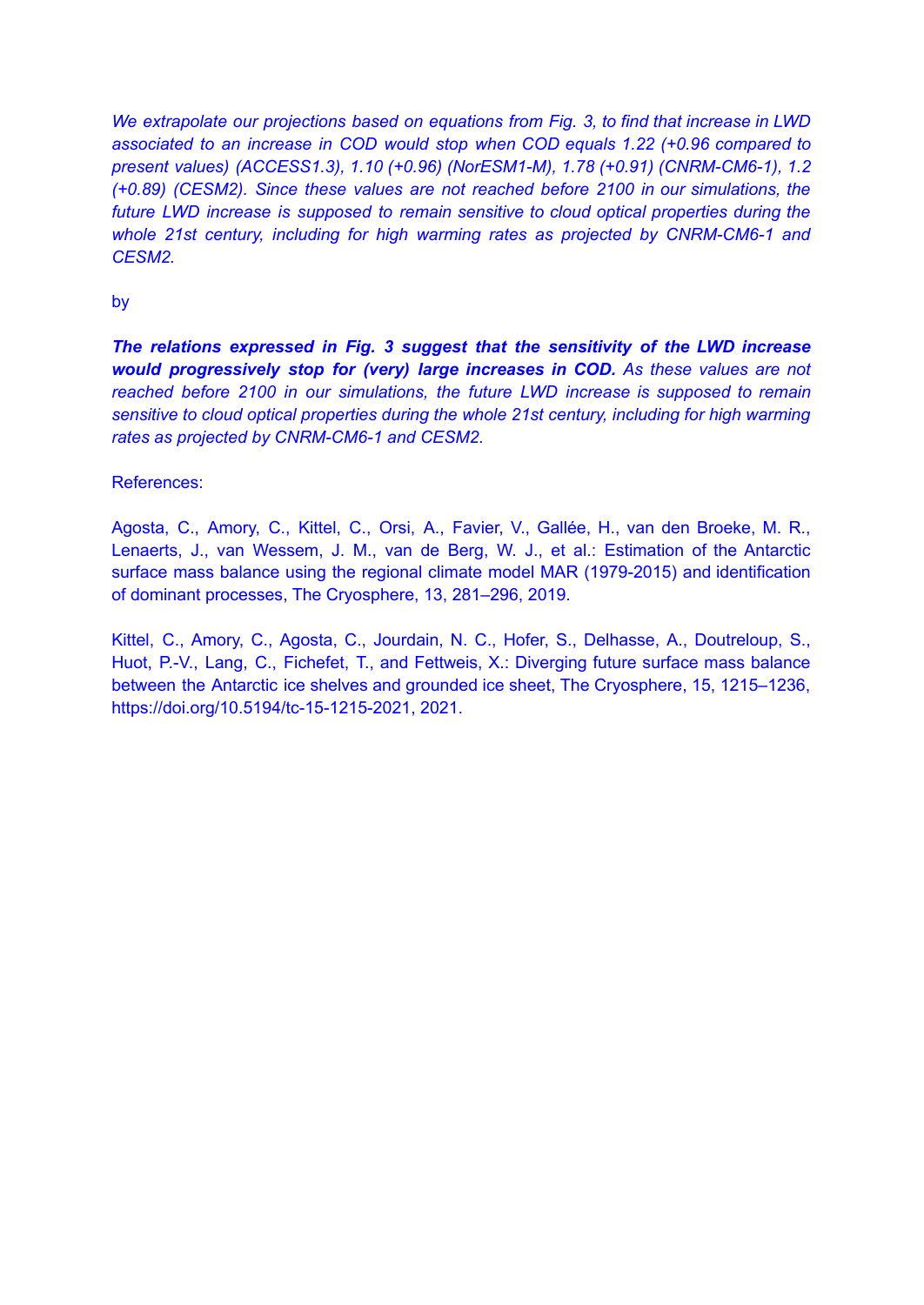*We extrapolate our projections based on equations from Fig. 3, to find that increase in LWD associated to an increase in COD would stop when COD equals 1.22 (+0.96 compared to present values) (ACCESS1.3), 1.10 (+0.96) (NorESM1-M), 1.78 (+0.91) (CNRM-CM6-1), 1.2 (+0.89) (CESM2). Since these values are not reached before 2100 in our simulations, the future LWD increase is supposed to remain sensitive to cloud optical properties during the whole 21st century, including for high warming rates as projected by CNRM-CM6-1 and CESM2.*

by

***The relations expressed in Fig. 3 suggest that the sensitivity of the LWD increase would progressively stop for (very) large increases in COD.*** *As these values are not reached before 2100 in our simulations, the future LWD increase is supposed to remain sensitive to cloud optical properties during the whole 21st century, including for high warming rates as projected by CNRM-CM6-1 and CESM2.*

References:

Agosta, C., Amory, C., Kittel, C., Orsi, A., Favier, V., Gallée, H., van den Broeke, M. R., Lenaerts, J., van Wessem, J. M., van de Berg, W. J., et al.: Estimation of the Antarctic surface mass balance using the regional climate model MAR (1979-2015) and identification of dominant processes, The Cryosphere, 13, 281–296, 2019.

Kittel, C., Amory, C., Agosta, C., Jourdain, N. C., Hofer, S., Delhasse, A., Doutreloup, S., Huot, P.-V., Lang, C., Fichefet, T., and Fettweis, X.: Diverging future surface mass balance between the Antarctic ice shelves and grounded ice sheet, The Cryosphere, 15, 1215–1236, https://doi.org/10.5194/tc-15-1215-2021, 2021.